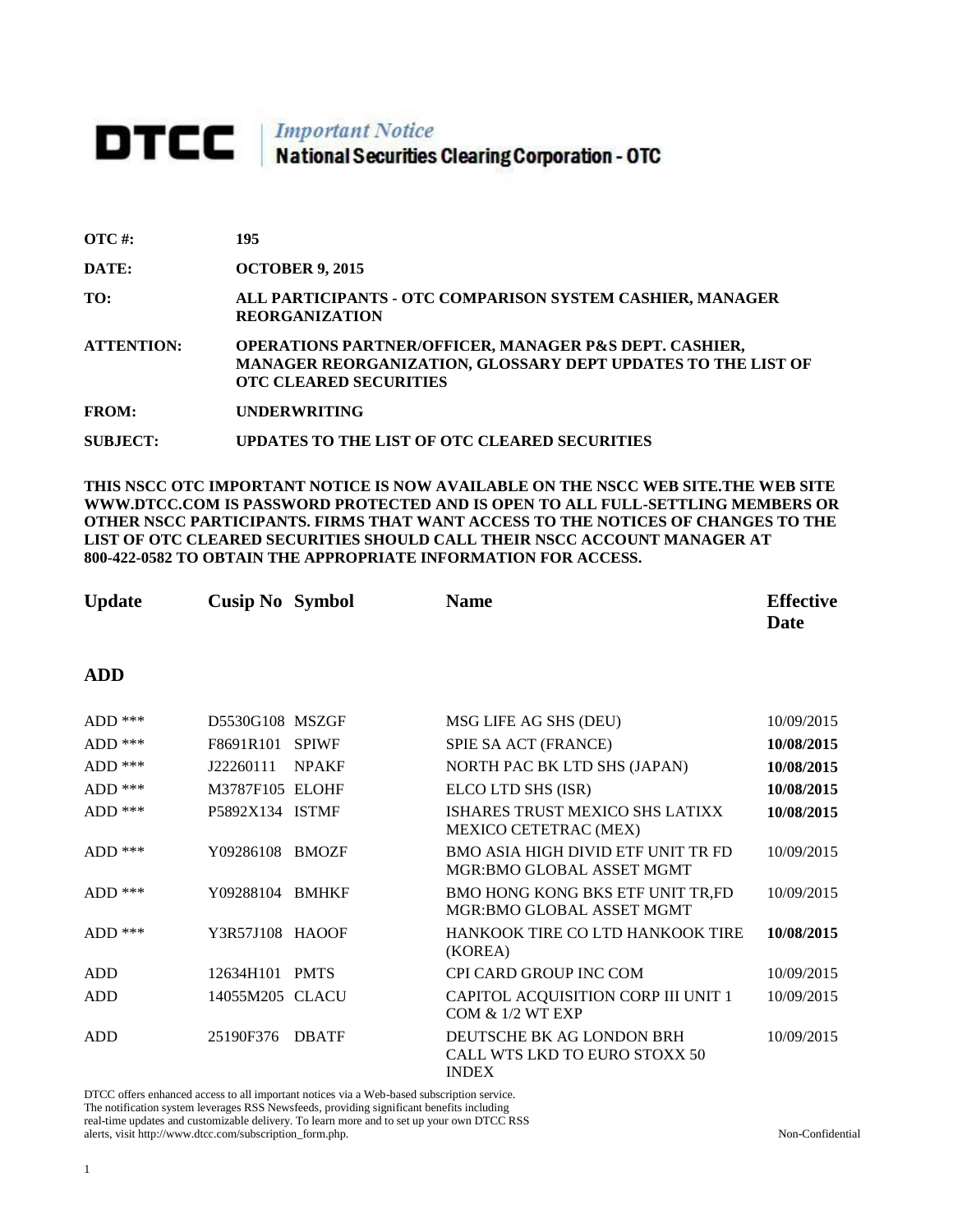# DTCC | *Important Notice* National Securities Clearing Corporation - OTC

**OTC #:** 195

**DATE:** OCTOBER 9, 2015

**TO:** ALL PARTICIPANTS - OTC COMPARISON SYSTEM CASHIER, MANAGER REORGANIZATION

**ATTENTION:** OPERATIONS PARTNER/OFFICER, MANAGER P&S DEPT. CASHIER, MANAGER REORGANIZATION, GLOSSARY DEPT UPDATES TO THE LIST OF OTC CLEARED SECURITIES

**FROM:** UNDERWRITING

**SUBJECT:** UPDATES TO THE LIST OF OTC CLEARED SECURITIES

**THIS NSCC OTC IMPORTANT NOTICE IS NOW AVAILABLE ON THE NSCC WEB SITE.THE WEB SITE WWW.DTCC.COM IS PASSWORD PROTECTED AND IS OPEN TO ALL FULL-SETTLING MEMBERS OR OTHER NSCC PARTICIPANTS. FIRMS THAT WANT ACCESS TO THE NOTICES OF CHANGES TO THE LIST OF OTC CLEARED SECURITIES SHOULD CALL THEIR NSCC ACCOUNT MANAGER AT 800-422-0582 TO OBTAIN THE APPROPRIATE INFORMATION FOR ACCESS.**

## ADD

| Update | Cusip No | Symbol | Name | Effective Date |
|---|---|---|---|---|
| ADD *** | D5530G108 | MSZGF | MSG LIFE AG SHS (DEU) | 10/09/2015 |
| ADD *** | F8691R101 | SPIWF | SPIE SA ACT (FRANCE) | **10/08/2015** |
| ADD *** | J22260111 | NPAKF | NORTH PAC BK LTD SHS (JAPAN) | **10/08/2015** |
| ADD *** | M3787F105 | ELOHF | ELCO LTD SHS (ISR) | **10/08/2015** |
| ADD *** | P5892X134 | ISTMF | ISHARES TRUST MEXICO SHS LATIXX MEXICO CETETRAC (MEX) | **10/08/2015** |
| ADD *** | Y09286108 | BMOZF | BMO ASIA HIGH DIVID ETF UNIT TR FD MGR:BMO GLOBAL ASSET MGMT | 10/09/2015 |
| ADD *** | Y09288104 | BMHKF | BMO HONG KONG BKS ETF UNIT TR,FD MGR:BMO GLOBAL ASSET MGMT | 10/09/2015 |
| ADD *** | Y3R57J108 | HAOOF | HANKOOK TIRE CO LTD HANKOOK TIRE (KOREA) | **10/08/2015** |
| ADD | 12634H101 | PMTS | CPI CARD GROUP INC COM | 10/09/2015 |
| ADD | 14055M205 | CLACU | CAPITOL ACQUISITION CORP III UNIT 1 COM & 1/2 WT EXP | 10/09/2015 |
| ADD | 25190F376 | DBATF | DEUTSCHE BK AG LONDON BRH CALL WTS LKD TO EURO STOXX 50 INDEX | 10/09/2015 |

DTCC offers enhanced access to all important notices via a Web-based subscription service. The notification system leverages RSS Newsfeeds, providing significant benefits including real-time updates and customizable delivery. To learn more and to set up your own DTCC RSS alerts, visit http://www.dtcc.com/subscription_form.php.

Non-Confidential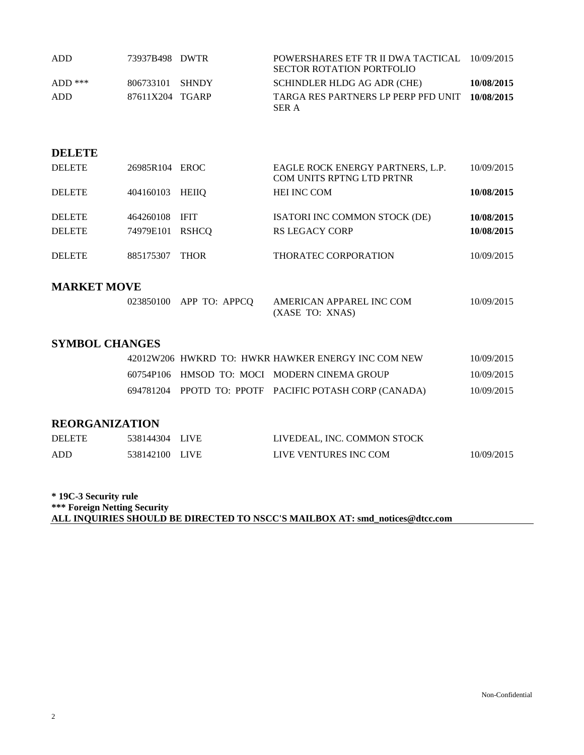| | | | | |
|---|---|---|---|---|
| ADD | 73937B498 | DWTR | POWERSHARES ETF TR II DWA TACTICAL SECTOR ROTATION PORTFOLIO | 10/09/2015 |
| ADD *** | 806733101 | SHNDY | SCHINDLER HLDG AG ADR (CHE) | **10/08/2015** |
| ADD | 87611X204 | TGARP | TARGA RES PARTNERS LP PERP PFD UNIT SER A | **10/08/2015** |

## DELETE

| | | | | |
|---|---|---|---|---|
| DELETE | 26985R104 | EROC | EAGLE ROCK ENERGY PARTNERS, L.P. COM UNITS RPTNG LTD PRTNR | 10/09/2015 |
| DELETE | 404160103 | HEIIQ | HEI INC COM | **10/08/2015** |
| DELETE | 464260108 | IFIT | ISATORI INC COMMON STOCK (DE) | **10/08/2015** |
| DELETE | 74979E101 | RSHCQ | RS LEGACY CORP | **10/08/2015** |
| DELETE | 885175307 | THOR | THORATEC CORPORATION | 10/09/2015 |

## MARKET MOVE

| | | | | |
|---|---|---|---|---|
| | 023850100 | APP TO: APPCQ | AMERICAN APPAREL INC COM (XASE TO: XNAS) | 10/09/2015 |

## SYMBOL CHANGES

| | | | | |
|---|---|---|---|---|
| | 42012W206 | HWKRD TO: HWKR | HAWKER ENERGY INC COM NEW | 10/09/2015 |
| | 60754P106 | HMSOD TO: MOCI | MODERN CINEMA GROUP | 10/09/2015 |
| | 694781204 | PPOTD TO: PPOTF | PACIFIC POTASH CORP (CANADA) | 10/09/2015 |

## REORGANIZATION

| | | | | |
|---|---|---|---|---|
| DELETE | 538144304 | LIVE | LIVEDEAL, INC. COMMON STOCK | |
| ADD | 538142100 | LIVE | LIVE VENTURES INC COM | 10/09/2015 |

**\* 19C-3 Security rule**
**\*\*\* Foreign Netting Security**
**ALL INQUIRIES SHOULD BE DIRECTED TO NSCC'S MAILBOX AT: smd_notices@dtcc.com**

Non-Confidential